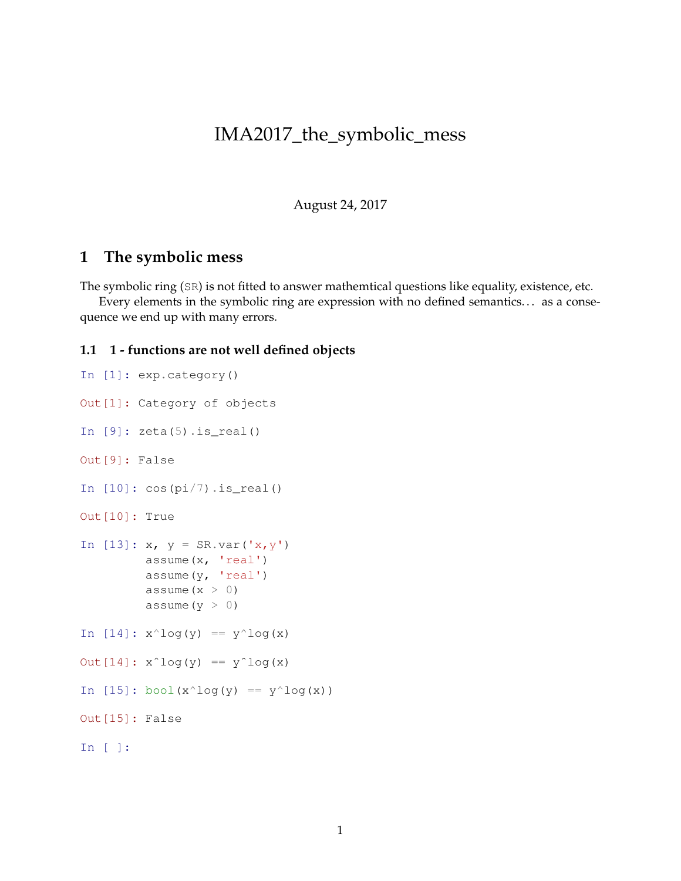# IMA2017_the_symbolic_mess

August 24, 2017

## 1 The symbolic mess

The symbolic ring (SR) is not fitted to answer mathemtical questions like equality, existence, etc.

Every elements in the symbolic ring are expression with no defined semantics... as a consequence we end up with many errors.

### 1.1 1 - functions are not well defined objects

```
In [1]: exp.category()

Out[1]: Category of objects

In [9]: zeta(5).is_real()

Out[9]: False

In [10]: cos(pi/7).is_real()

Out[10]: True

In [13]: x, y = SR.var('x,y')
         assume(x, 'real')
         assume(y, 'real')
         assume(x > 0)
         assume(y > 0)

In [14]: x^log(y) == y^log(x)

Out[14]: x^log(y) == y^log(x)

In [15]: bool(x^log(y) == y^log(x))

Out[15]: False

In [ ]:
```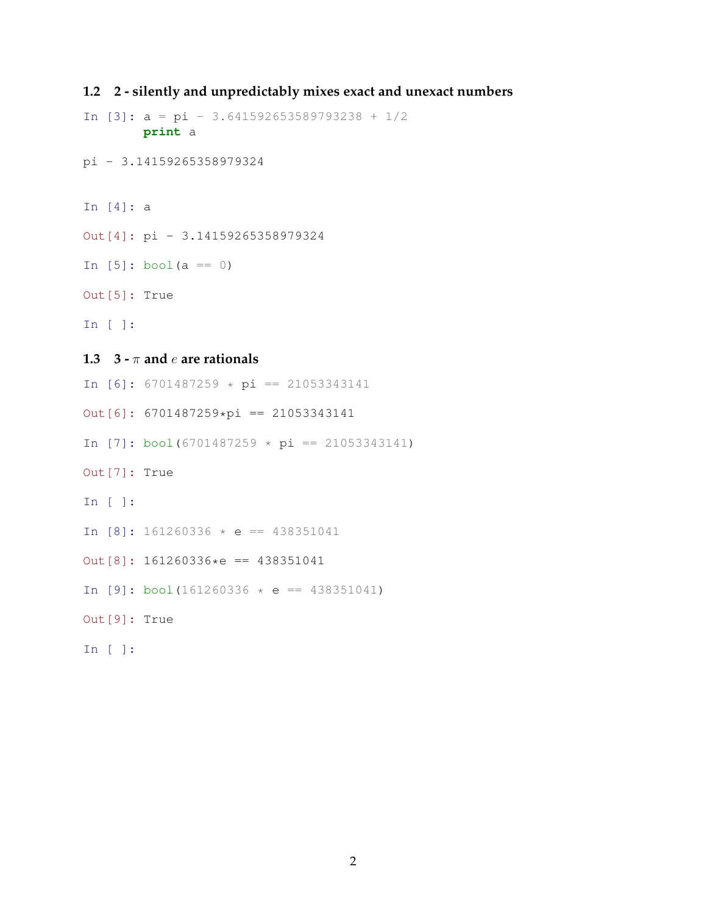### 1.2 2 - silently and unpredictably mixes exact and unexact numbers

```
In [3]: a = pi - 3.641592653589793238 + 1/2
        print a
```

```
pi - 3.14159265358979324
```

```
In [4]: a
```

```
Out[4]: pi - 3.14159265358979324
```

```
In [5]: bool(a == 0)
```

```
Out[5]: True
```

```
In [ ]:
```

### 1.3 3 - $\pi$ and $e$ are rationals

```
In [6]: 6701487259 * pi == 21053343141
```

```
Out[6]: 6701487259*pi == 21053343141
```

```
In [7]: bool(6701487259 * pi == 21053343141)
```

```
Out[7]: True
```

```
In [ ]:
```

```
In [8]: 161260336 * e == 438351041
```

```
Out[8]: 161260336*e == 438351041
```

```
In [9]: bool(161260336 * e == 438351041)
```

```
Out[9]: True
```

```
In [ ]:
```